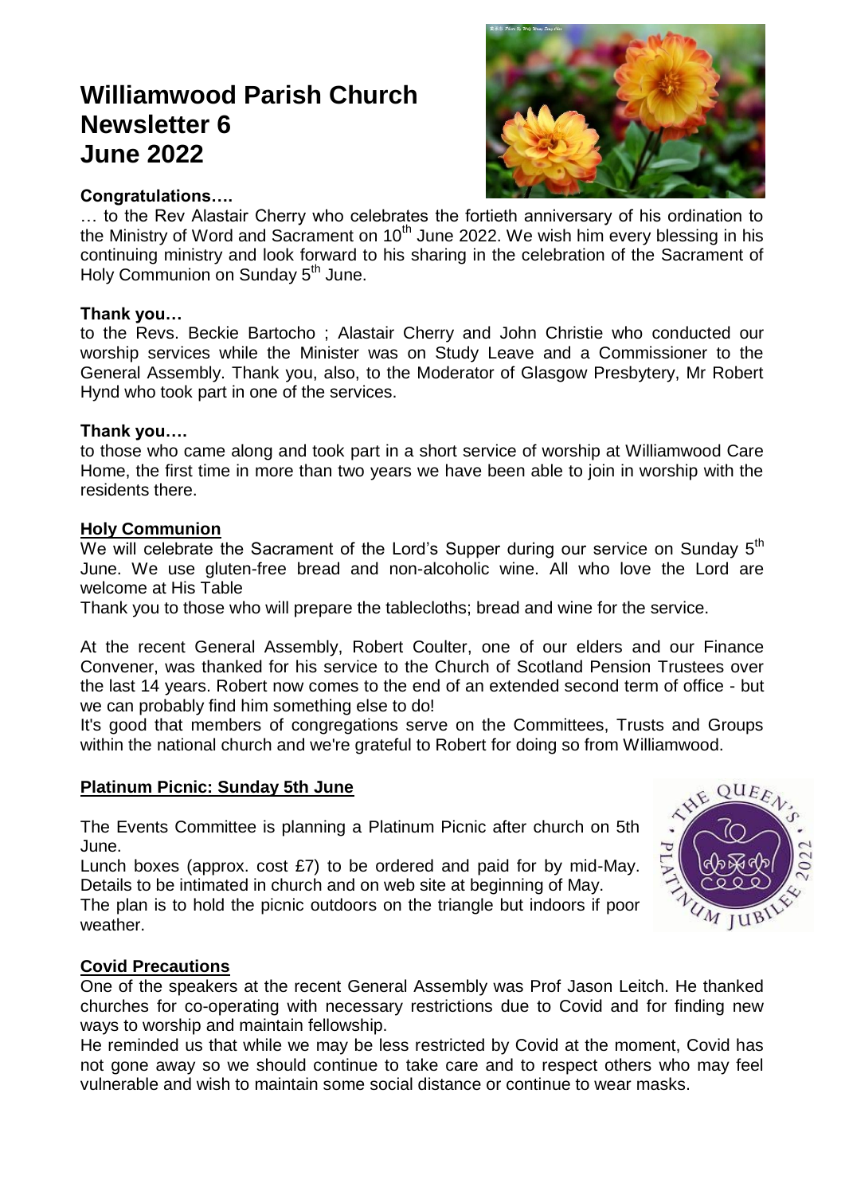# Williamwood Parish Church
# Newsletter 6
# June 2022

**Congratulations….**

… to the Rev Alastair Cherry who celebrates the fortieth anniversary of his ordination to the Ministry of Word and Sacrament on 10th June 2022. We wish him every blessing in his continuing ministry and look forward to his sharing in the celebration of the Sacrament of Holy Communion on Sunday 5th June.

**Thank you…**

to the Revs. Beckie Bartocho ; Alastair Cherry and John Christie who conducted our worship services while the Minister was on Study Leave and a Commissioner to the General Assembly. Thank you, also, to the Moderator of Glasgow Presbytery, Mr Robert Hynd who took part in one of the services.

**Thank you….**

to those who came along and took part in a short service of worship at Williamwood Care Home, the first time in more than two years we have been able to join in worship with the residents there.

## Holy Communion

We will celebrate the Sacrament of the Lord's Supper during our service on Sunday 5th June. We use gluten-free bread and non-alcoholic wine. All who love the Lord are welcome at His Table

Thank you to those who will prepare the tablecloths; bread and wine for the service.

At the recent General Assembly, Robert Coulter, one of our elders and our Finance Convener, was thanked for his service to the Church of Scotland Pension Trustees over the last 14 years. Robert now comes to the end of an extended second term of office - but we can probably find him something else to do!

It's good that members of congregations serve on the Committees, Trusts and Groups within the national church and we're grateful to Robert for doing so from Williamwood.

## Platinum Picnic: Sunday 5th June

The Events Committee is planning a Platinum Picnic after church on 5th June.

Lunch boxes (approx. cost £7) to be ordered and paid for by mid-May. Details to be intimated in church and on web site at beginning of May.

The plan is to hold the picnic outdoors on the triangle but indoors if poor weather.

## Covid Precautions

One of the speakers at the recent General Assembly was Prof Jason Leitch. He thanked churches for co-operating with necessary restrictions due to Covid and for finding new ways to worship and maintain fellowship.

He reminded us that while we may be less restricted by Covid at the moment, Covid has not gone away so we should continue to take care and to respect others who may feel vulnerable and wish to maintain some social distance or continue to wear masks.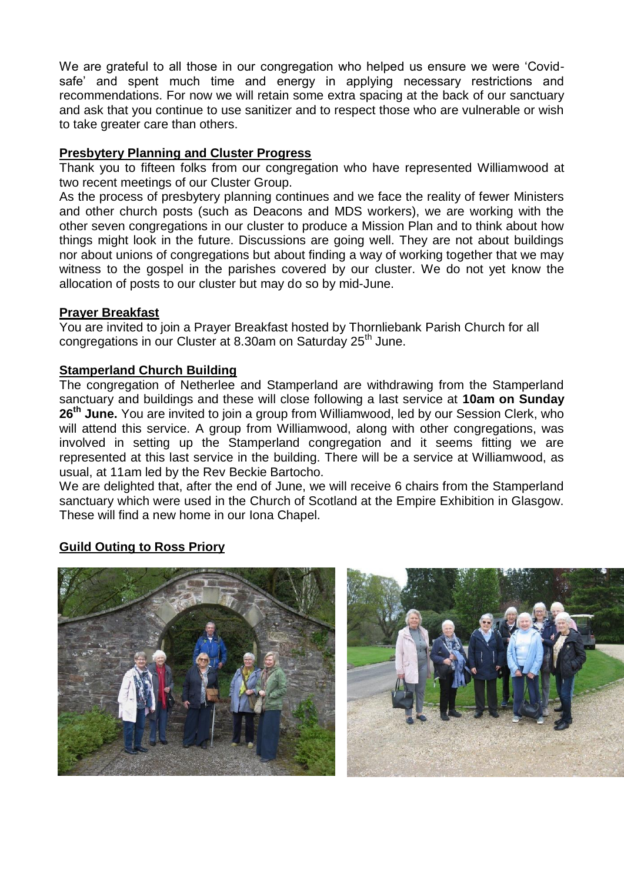We are grateful to all those in our congregation who helped us ensure we were 'Covid-safe' and spent much time and energy in applying necessary restrictions and recommendations. For now we will retain some extra spacing at the back of our sanctuary and ask that you continue to use sanitizer and to respect those who are vulnerable or wish to take greater care than others.

## Presbytery Planning and Cluster Progress

Thank you to fifteen folks from our congregation who have represented Williamwood at two recent meetings of our Cluster Group.

As the process of presbytery planning continues and we face the reality of fewer Ministers and other church posts (such as Deacons and MDS workers), we are working with the other seven congregations in our cluster to produce a Mission Plan and to think about how things might look in the future. Discussions are going well. They are not about buildings nor about unions of congregations but about finding a way of working together that we may witness to the gospel in the parishes covered by our cluster. We do not yet know the allocation of posts to our cluster but may do so by mid-June.

## Prayer Breakfast

You are invited to join a Prayer Breakfast hosted by Thornliebank Parish Church for all congregations in our Cluster at 8.30am on Saturday 25th June.

## Stamperland Church Building

The congregation of Netherlee and Stamperland are withdrawing from the Stamperland sanctuary and buildings and these will close following a last service at **10am on Sunday 26th June.** You are invited to join a group from Williamwood, led by our Session Clerk, who will attend this service. A group from Williamwood, along with other congregations, was involved in setting up the Stamperland congregation and it seems fitting we are represented at this last service in the building. There will be a service at Williamwood, as usual, at 11am led by the Rev Beckie Bartocho.

We are delighted that, after the end of June, we will receive 6 chairs from the Stamperland sanctuary which were used in the Church of Scotland at the Empire Exhibition in Glasgow. These will find a new home in our Iona Chapel.

## Guild Outing to Ross Priory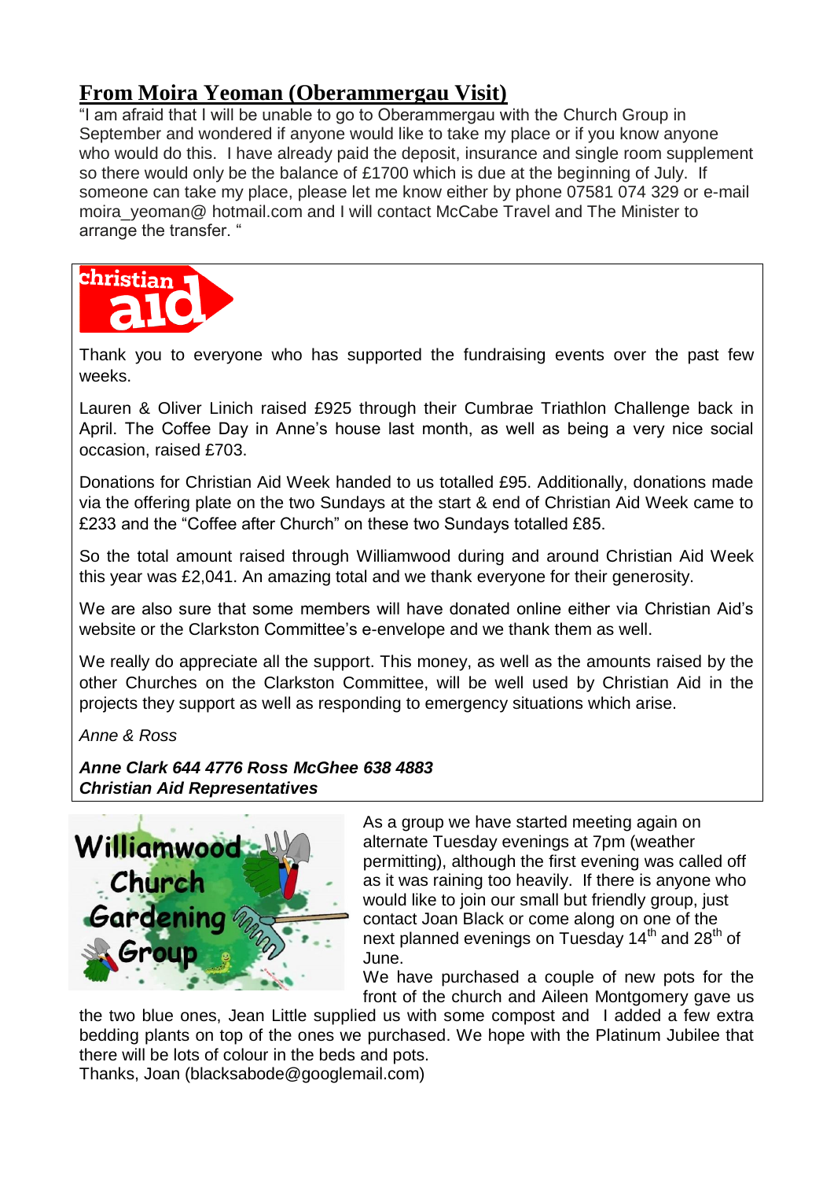## From Moira Yeoman (Oberammergau Visit)

"I am afraid that I will be unable to go to Oberammergau with the Church Group in September and wondered if anyone would like to take my place or if you know anyone who would do this. I have already paid the deposit, insurance and single room supplement so there would only be the balance of £1700 which is due at the beginning of July. If someone can take my place, please let me know either by phone 07581 074 329 or e-mail moira_yeoman@ hotmail.com and I will contact McCabe Travel and The Minister to arrange the transfer. "

christian aid

Thank you to everyone who has supported the fundraising events over the past few weeks.

Lauren & Oliver Linich raised £925 through their Cumbrae Triathlon Challenge back in April. The Coffee Day in Anne's house last month, as well as being a very nice social occasion, raised £703.

Donations for Christian Aid Week handed to us totalled £95. Additionally, donations made via the offering plate on the two Sundays at the start & end of Christian Aid Week came to £233 and the "Coffee after Church" on these two Sundays totalled £85.

So the total amount raised through Williamwood during and around Christian Aid Week this year was £2,041. An amazing total and we thank everyone for their generosity.

We are also sure that some members will have donated online either via Christian Aid's website or the Clarkston Committee's e-envelope and we thank them as well.

We really do appreciate all the support. This money, as well as the amounts raised by the other Churches on the Clarkston Committee, will be well used by Christian Aid in the projects they support as well as responding to emergency situations which arise.

*Anne & Ross*

***Anne Clark 644 4776 Ross McGhee 638 4883***
***Christian Aid Representatives***

Williamwood Church Gardening Group

As a group we have started meeting again on alternate Tuesday evenings at 7pm (weather permitting), although the first evening was called off as it was raining too heavily. If there is anyone who would like to join our small but friendly group, just contact Joan Black or come along on one of the next planned evenings on Tuesday 14th and 28th of June.

We have purchased a couple of new pots for the front of the church and Aileen Montgomery gave us the two blue ones, Jean Little supplied us with some compost and I added a few extra bedding plants on top of the ones we purchased. We hope with the Platinum Jubilee that there will be lots of colour in the beds and pots.

Thanks, Joan (blacksabode@googlemail.com)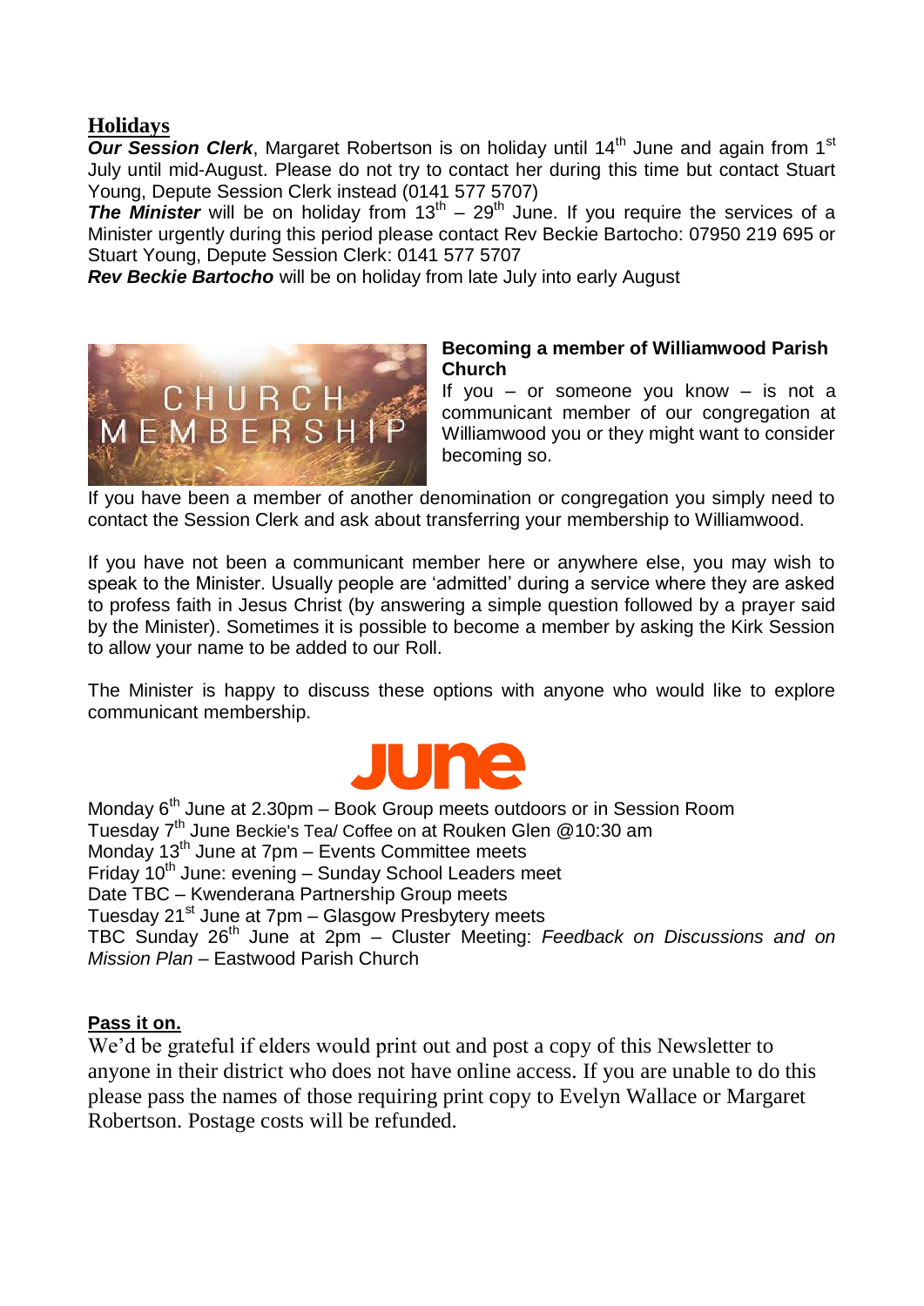## Holidays

***Our Session Clerk***, Margaret Robertson is on holiday until 14th June and again from 1st July until mid-August. Please do not try to contact her during this time but contact Stuart Young, Depute Session Clerk instead (0141 577 5707)

***The Minister*** will be on holiday from 13th – 29th June. If you require the services of a Minister urgently during this period please contact Rev Beckie Bartocho: 07950 219 695 or Stuart Young, Depute Session Clerk: 0141 577 5707

***Rev Beckie Bartocho*** will be on holiday from late July into early August

CHURCH MEMBERSHIP

**Becoming a member of Williamwood Parish Church**

If you – or someone you know – is not a communicant member of our congregation at Williamwood you or they might want to consider becoming so.

If you have been a member of another denomination or congregation you simply need to contact the Session Clerk and ask about transferring your membership to Williamwood.

If you have not been a communicant member here or anywhere else, you may wish to speak to the Minister. Usually people are 'admitted' during a service where they are asked to profess faith in Jesus Christ (by answering a simple question followed by a prayer said by the Minister). Sometimes it is possible to become a member by asking the Kirk Session to allow your name to be added to our Roll.

The Minister is happy to discuss these options with anyone who would like to explore communicant membership.

## June

Monday 6th June at 2.30pm – Book Group meets outdoors or in Session Room
Tuesday 7th June Beckie's Tea/ Coffee on at Rouken Glen @10:30 am
Monday 13th June at 7pm – Events Committee meets
Friday 10th June: evening – Sunday School Leaders meet
Date TBC – Kwenderana Partnership Group meets
Tuesday 21st June at 7pm – Glasgow Presbytery meets
TBC Sunday 26th June at 2pm – Cluster Meeting: *Feedback on Discussions and on Mission Plan* – Eastwood Parish Church

**Pass it on.**

We'd be grateful if elders would print out and post a copy of this Newsletter to anyone in their district who does not have online access. If you are unable to do this please pass the names of those requiring print copy to Evelyn Wallace or Margaret Robertson. Postage costs will be refunded.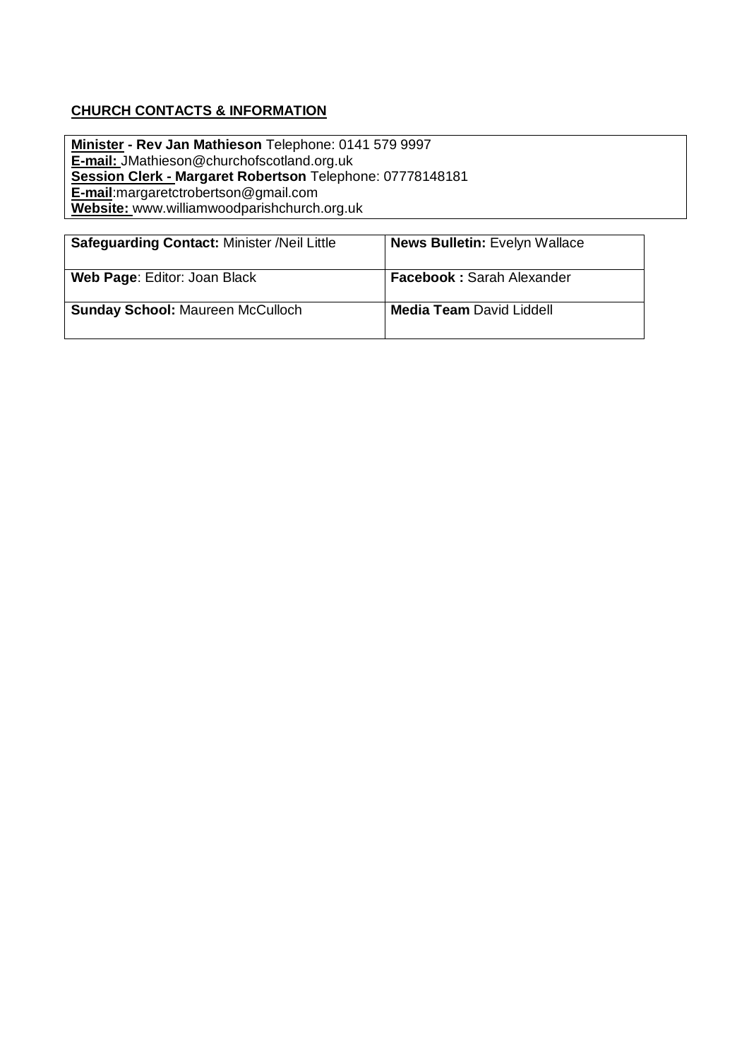**CHURCH CONTACTS & INFORMATION**

**Minister - Rev Jan Mathieson** Telephone: 0141 579 9997
**E-mail:** JMathieson@churchofscotland.org.uk
**Session Clerk - Margaret Robertson** Telephone: 07778148181
**E-mail**:margaretctrobertson@gmail.com
**Website:** www.williamwoodparishchurch.org.uk

| **Safeguarding Contact:** Minister /Neil Little | **News Bulletin:** Evelyn Wallace |
|---|---|
| **Web Page**: Editor: Joan Black | **Facebook :** Sarah Alexander |
| **Sunday School:** Maureen McCulloch | **Media Team** David Liddell |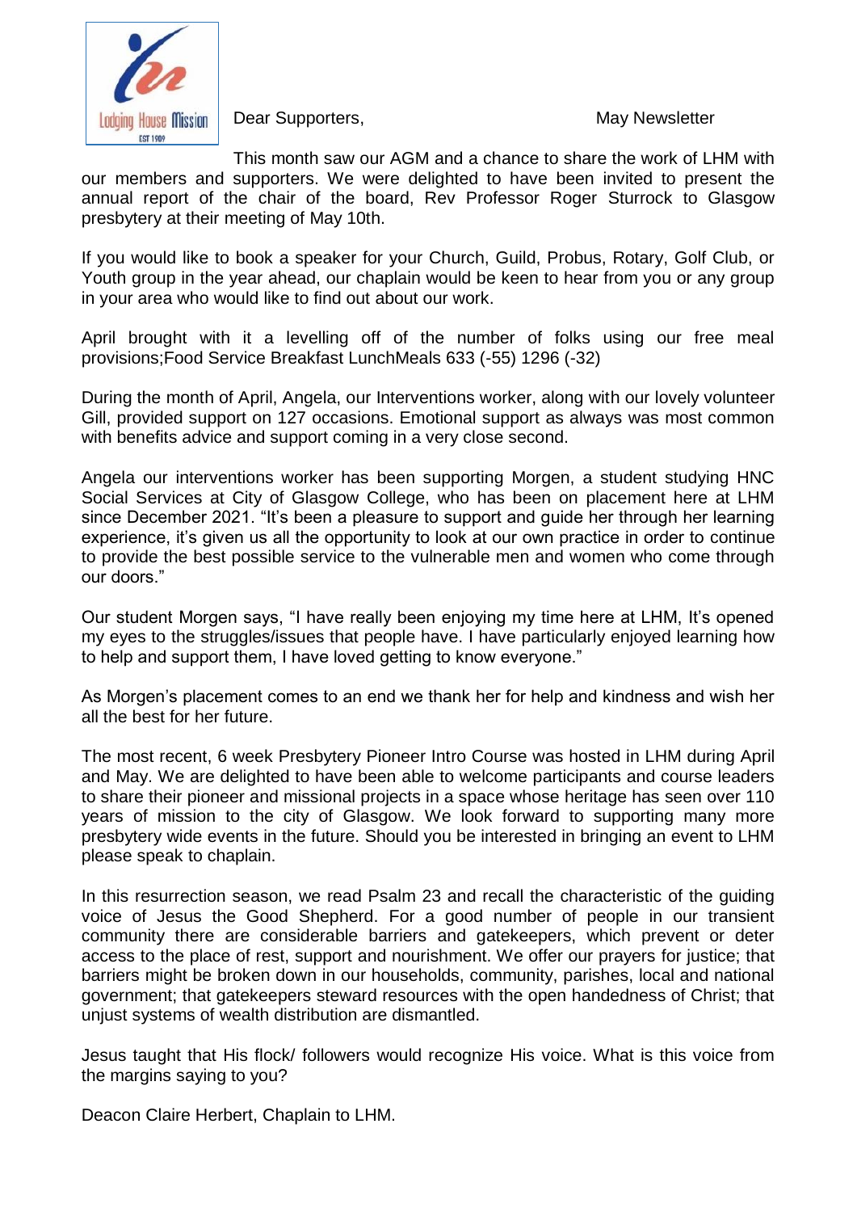Lodging House Mission
EST 1909

Dear Supporters,

May Newsletter

This month saw our AGM and a chance to share the work of LHM with our members and supporters. We were delighted to have been invited to present the annual report of the chair of the board, Rev Professor Roger Sturrock to Glasgow presbytery at their meeting of May 10th.

If you would like to book a speaker for your Church, Guild, Probus, Rotary, Golf Club, or Youth group in the year ahead, our chaplain would be keen to hear from you or any group in your area who would like to find out about our work.

April brought with it a levelling off of the number of folks using our free meal provisions;Food Service Breakfast LunchMeals 633 (-55) 1296 (-32)

During the month of April, Angela, our Interventions worker, along with our lovely volunteer Gill, provided support on 127 occasions. Emotional support as always was most common with benefits advice and support coming in a very close second.

Angela our interventions worker has been supporting Morgen, a student studying HNC Social Services at City of Glasgow College, who has been on placement here at LHM since December 2021. "It's been a pleasure to support and guide her through her learning experience, it's given us all the opportunity to look at our own practice in order to continue to provide the best possible service to the vulnerable men and women who come through our doors."

Our student Morgen says, "I have really been enjoying my time here at LHM, It's opened my eyes to the struggles/issues that people have. I have particularly enjoyed learning how to help and support them, I have loved getting to know everyone."

As Morgen's placement comes to an end we thank her for help and kindness and wish her all the best for her future.

The most recent, 6 week Presbytery Pioneer Intro Course was hosted in LHM during April and May. We are delighted to have been able to welcome participants and course leaders to share their pioneer and missional projects in a space whose heritage has seen over 110 years of mission to the city of Glasgow. We look forward to supporting many more presbytery wide events in the future. Should you be interested in bringing an event to LHM please speak to chaplain.

In this resurrection season, we read Psalm 23 and recall the characteristic of the guiding voice of Jesus the Good Shepherd. For a good number of people in our transient community there are considerable barriers and gatekeepers, which prevent or deter access to the place of rest, support and nourishment. We offer our prayers for justice; that barriers might be broken down in our households, community, parishes, local and national government; that gatekeepers steward resources with the open handedness of Christ; that unjust systems of wealth distribution are dismantled.

Jesus taught that His flock/ followers would recognize His voice. What is this voice from the margins saying to you?

Deacon Claire Herbert, Chaplain to LHM.